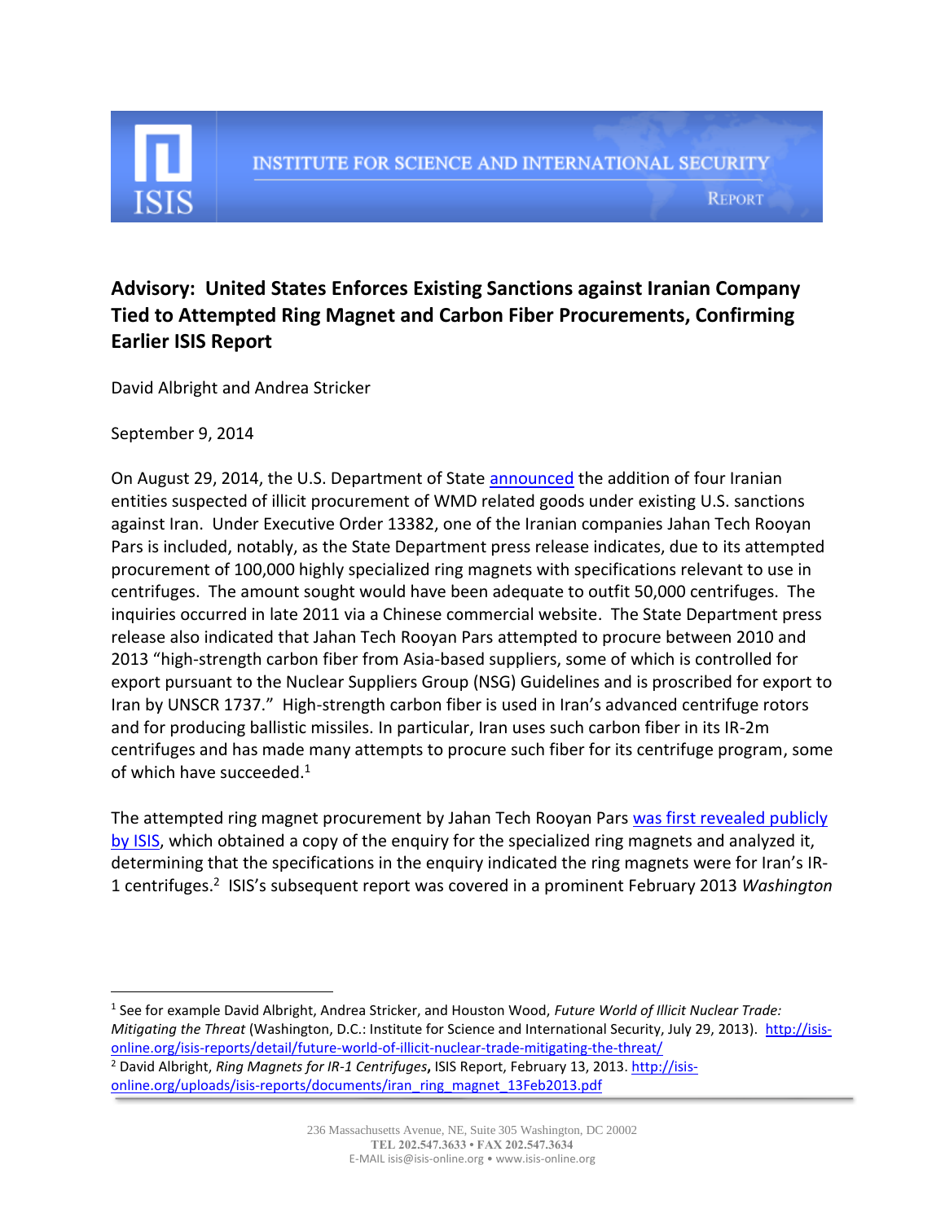ISIS

INSTITUTE FOR SCIENCE AND INTERNATIONAL SECURITY

REPORT

# Advisory: United States Enforces Existing Sanctions against Iranian Company Tied to Attempted Ring Magnet and Carbon Fiber Procurements, Confirming Earlier ISIS Report

David Albright and Andrea Stricker

September 9, 2014

On August 29, 2014, the U.S. Department of State announced the addition of four Iranian entities suspected of illicit procurement of WMD related goods under existing U.S. sanctions against Iran. Under Executive Order 13382, one of the Iranian companies Jahan Tech Rooyan Pars is included, notably, as the State Department press release indicates, due to its attempted procurement of 100,000 highly specialized ring magnets with specifications relevant to use in centrifuges. The amount sought would have been adequate to outfit 50,000 centrifuges. The inquiries occurred in late 2011 via a Chinese commercial website. The State Department press release also indicated that Jahan Tech Rooyan Pars attempted to procure between 2010 and 2013 "high-strength carbon fiber from Asia-based suppliers, some of which is controlled for export pursuant to the Nuclear Suppliers Group (NSG) Guidelines and is proscribed for export to Iran by UNSCR 1737." High-strength carbon fiber is used in Iran's advanced centrifuge rotors and for producing ballistic missiles. In particular, Iran uses such carbon fiber in its IR-2m centrifuges and has made many attempts to procure such fiber for its centrifuge program, some of which have succeeded.[1]

The attempted ring magnet procurement by Jahan Tech Rooyan Pars was first revealed publicly by ISIS, which obtained a copy of the enquiry for the specialized ring magnets and analyzed it, determining that the specifications in the enquiry indicated the ring magnets were for Iran's IR-1 centrifuges.[2] ISIS's subsequent report was covered in a prominent February 2013 *Washington*

---

[1] See for example David Albright, Andrea Stricker, and Houston Wood, *Future World of Illicit Nuclear Trade: Mitigating the Threat* (Washington, D.C.: Institute for Science and International Security, July 29, 2013). http://isis-online.org/isis-reports/detail/future-world-of-illicit-nuclear-trade-mitigating-the-threat/

[2] David Albright, *Ring Magnets for IR-1 Centrifuges*, ISIS Report, February 13, 2013. http://isis-online.org/uploads/isis-reports/documents/iran_ring_magnet_13Feb2013.pdf

236 Massachusetts Avenue, NE, Suite 305 Washington, DC 20002
TEL 202.547.3633 • FAX 202.547.3634
E-MAIL isis@isis-online.org • www.isis-online.org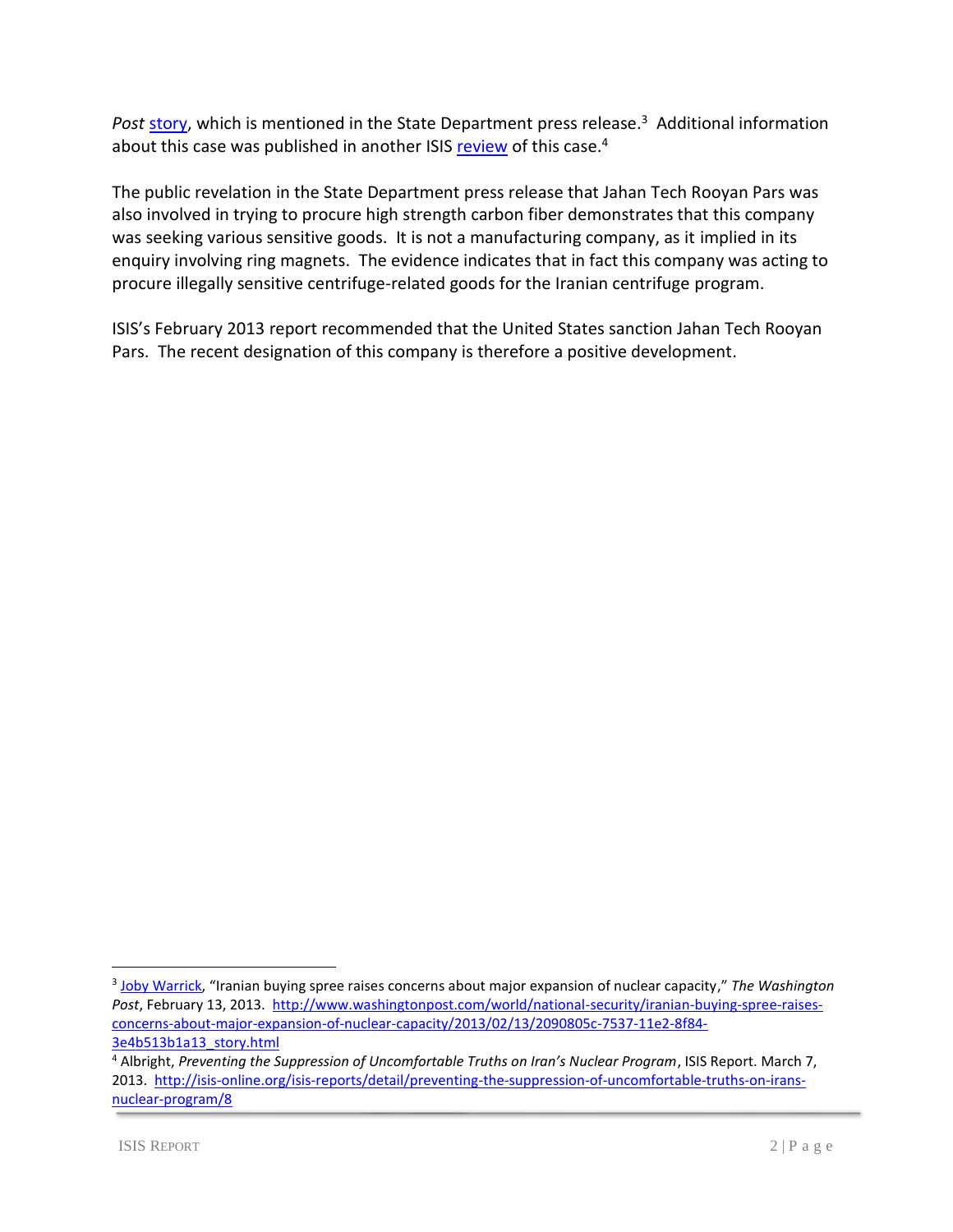*Post* story, which is mentioned in the State Department press release.[3] Additional information about this case was published in another ISIS review of this case.[4]

The public revelation in the State Department press release that Jahan Tech Rooyan Pars was also involved in trying to procure high strength carbon fiber demonstrates that this company was seeking various sensitive goods. It is not a manufacturing company, as it implied in its enquiry involving ring magnets. The evidence indicates that in fact this company was acting to procure illegally sensitive centrifuge-related goods for the Iranian centrifuge program.

ISIS's February 2013 report recommended that the United States sanction Jahan Tech Rooyan Pars. The recent designation of this company is therefore a positive development.

---

[3] Joby Warrick, "Iranian buying spree raises concerns about major expansion of nuclear capacity," *The Washington Post*, February 13, 2013. http://www.washingtonpost.com/world/national-security/iranian-buying-spree-raises-concerns-about-major-expansion-of-nuclear-capacity/2013/02/13/2090805c-7537-11e2-8f84-3e4b513b1a13_story.html

[4] Albright, *Preventing the Suppression of Uncomfortable Truths on Iran's Nuclear Program*, ISIS Report. March 7, 2013. http://isis-online.org/isis-reports/detail/preventing-the-suppression-of-uncomfortable-truths-on-irans-nuclear-program/8